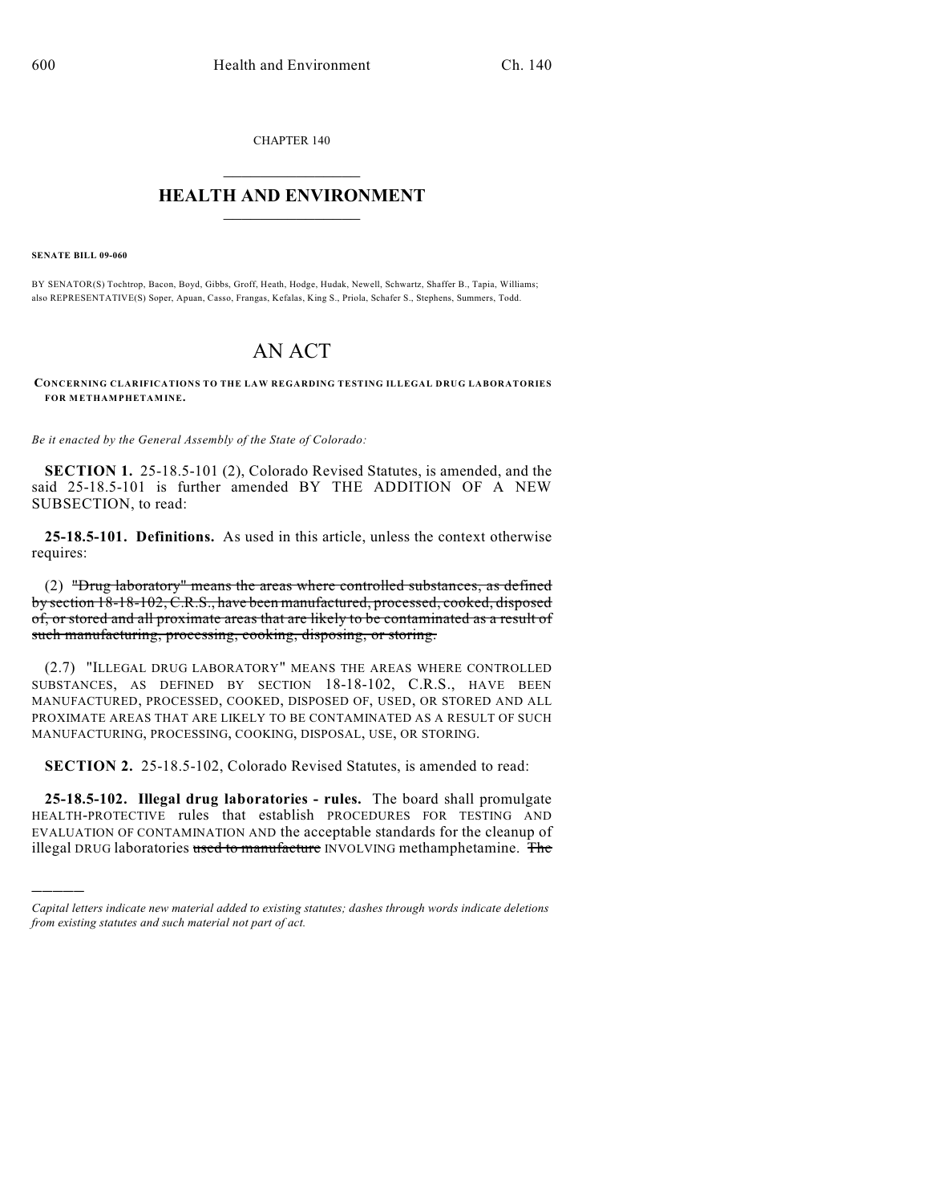CHAPTER 140

# HEALTH AND ENVIRONMENT

**SENATE BILL 09-060**

BY SENATOR(S) Tochtrop, Bacon, Boyd, Gibbs, Groff, Heath, Hodge, Hudak, Newell, Schwartz, Shaffer B., Tapia, Williams; also REPRESENTATIVE(S) Soper, Apuan, Casso, Frangas, Kefalas, King S., Priola, Schafer S., Stephens, Summers, Todd.

# AN ACT

**CONCERNING CLARIFICATIONS TO THE LAW REGARDING TESTING ILLEGAL DRUG LABORATORIES FOR METHAMPHETAMINE.**

*Be it enacted by the General Assembly of the State of Colorado:*

**SECTION 1.** 25-18.5-101 (2), Colorado Revised Statutes, is amended, and the said 25-18.5-101 is further amended BY THE ADDITION OF A NEW SUBSECTION, to read:

**25-18.5-101. Definitions.** As used in this article, unless the context otherwise requires:

(2) ~~"Drug laboratory" means the areas where controlled substances, as defined by section 18-18-102, C.R.S., have been manufactured, processed, cooked, disposed of, or stored and all proximate areas that are likely to be contaminated as a result of such manufacturing, processing, cooking, disposing, or storing.~~

(2.7) "ILLEGAL DRUG LABORATORY" MEANS THE AREAS WHERE CONTROLLED SUBSTANCES, AS DEFINED BY SECTION 18-18-102, C.R.S., HAVE BEEN MANUFACTURED, PROCESSED, COOKED, DISPOSED OF, USED, OR STORED AND ALL PROXIMATE AREAS THAT ARE LIKELY TO BE CONTAMINATED AS A RESULT OF SUCH MANUFACTURING, PROCESSING, COOKING, DISPOSAL, USE, OR STORING.

**SECTION 2.** 25-18.5-102, Colorado Revised Statutes, is amended to read:

**25-18.5-102. Illegal drug laboratories - rules.** The board shall promulgate HEALTH-PROTECTIVE rules that establish PROCEDURES FOR TESTING AND EVALUATION OF CONTAMINATION AND the acceptable standards for the cleanup of illegal DRUG laboratories ~~used to manufacture~~ INVOLVING methamphetamine. ~~The~~

---

*Capital letters indicate new material added to existing statutes; dashes through words indicate deletions from existing statutes and such material not part of act.*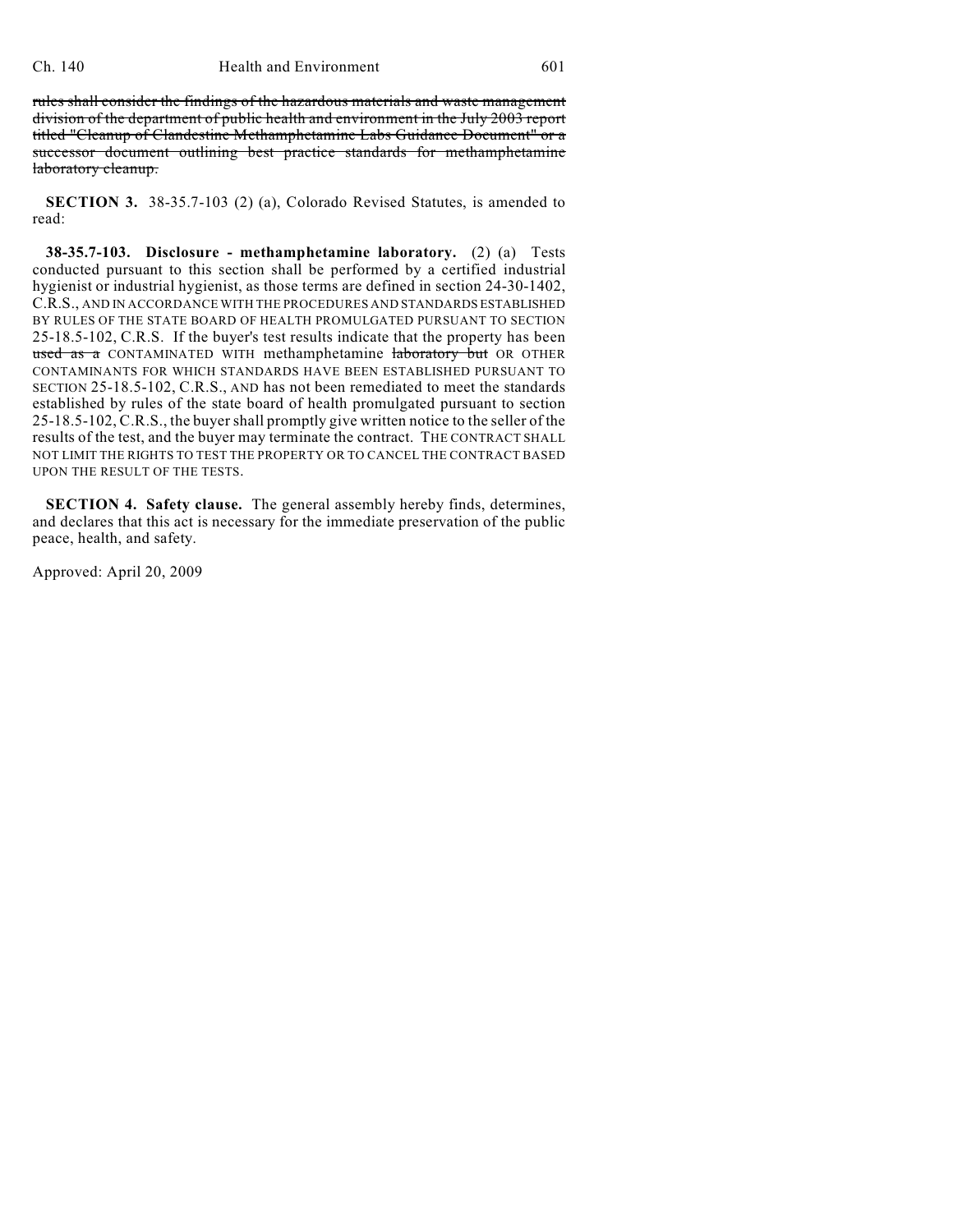~~rules shall consider the findings of the hazardous materials and waste management division of the department of public health and environment in the July 2003 report titled "Cleanup of Clandestine Methamphetamine Labs Guidance Document" or a successor document outlining best practice standards for methamphetamine laboratory cleanup.~~

**SECTION 3.** 38-35.7-103 (2) (a), Colorado Revised Statutes, is amended to read:

**38-35.7-103. Disclosure - methamphetamine laboratory.** (2) (a) Tests conducted pursuant to this section shall be performed by a certified industrial hygienist or industrial hygienist, as those terms are defined in section 24-30-1402, C.R.S., AND IN ACCORDANCE WITH THE PROCEDURES AND STANDARDS ESTABLISHED BY RULES OF THE STATE BOARD OF HEALTH PROMULGATED PURSUANT TO SECTION 25-18.5-102, C.R.S. If the buyer's test results indicate that the property has been ~~used as a~~ CONTAMINATED WITH methamphetamine ~~laboratory but~~ OR OTHER CONTAMINANTS FOR WHICH STANDARDS HAVE BEEN ESTABLISHED PURSUANT TO SECTION 25-18.5-102, C.R.S., AND has not been remediated to meet the standards established by rules of the state board of health promulgated pursuant to section 25-18.5-102, C.R.S., the buyer shall promptly give written notice to the seller of the results of the test, and the buyer may terminate the contract. THE CONTRACT SHALL NOT LIMIT THE RIGHTS TO TEST THE PROPERTY OR TO CANCEL THE CONTRACT BASED UPON THE RESULT OF THE TESTS.

**SECTION 4. Safety clause.** The general assembly hereby finds, determines, and declares that this act is necessary for the immediate preservation of the public peace, health, and safety.

Approved: April 20, 2009